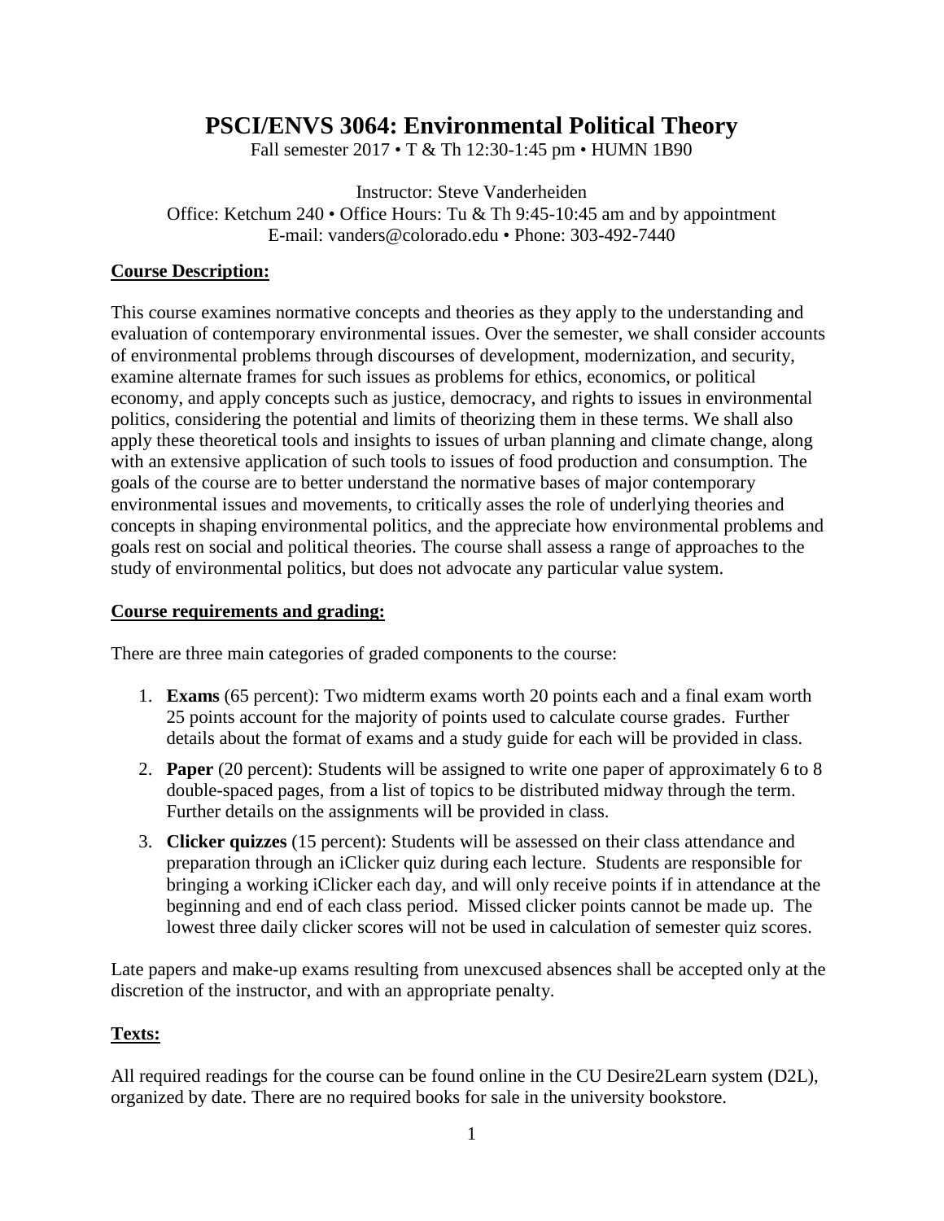# PSCI/ENVS 3064: Environmental Political Theory

Fall semester 2017 • T & Th 12:30-1:45 pm • HUMN 1B90

Instructor: Steve Vanderheiden
Office: Ketchum 240 • Office Hours: Tu & Th 9:45-10:45 am and by appointment
E-mail: vanders@colorado.edu • Phone: 303-492-7440

## Course Description:

This course examines normative concepts and theories as they apply to the understanding and evaluation of contemporary environmental issues. Over the semester, we shall consider accounts of environmental problems through discourses of development, modernization, and security, examine alternate frames for such issues as problems for ethics, economics, or political economy, and apply concepts such as justice, democracy, and rights to issues in environmental politics, considering the potential and limits of theorizing them in these terms. We shall also apply these theoretical tools and insights to issues of urban planning and climate change, along with an extensive application of such tools to issues of food production and consumption. The goals of the course are to better understand the normative bases of major contemporary environmental issues and movements, to critically asses the role of underlying theories and concepts in shaping environmental politics, and the appreciate how environmental problems and goals rest on social and political theories. The course shall assess a range of approaches to the study of environmental politics, but does not advocate any particular value system.

## Course requirements and grading:

There are three main categories of graded components to the course:

1. **Exams** (65 percent): Two midterm exams worth 20 points each and a final exam worth 25 points account for the majority of points used to calculate course grades. Further details about the format of exams and a study guide for each will be provided in class.
2. **Paper** (20 percent): Students will be assigned to write one paper of approximately 6 to 8 double-spaced pages, from a list of topics to be distributed midway through the term. Further details on the assignments will be provided in class.
3. **Clicker quizzes** (15 percent): Students will be assessed on their class attendance and preparation through an iClicker quiz during each lecture. Students are responsible for bringing a working iClicker each day, and will only receive points if in attendance at the beginning and end of each class period. Missed clicker points cannot be made up. The lowest three daily clicker scores will not be used in calculation of semester quiz scores.

Late papers and make-up exams resulting from unexcused absences shall be accepted only at the discretion of the instructor, and with an appropriate penalty.

## Texts:

All required readings for the course can be found online in the CU Desire2Learn system (D2L), organized by date. There are no required books for sale in the university bookstore.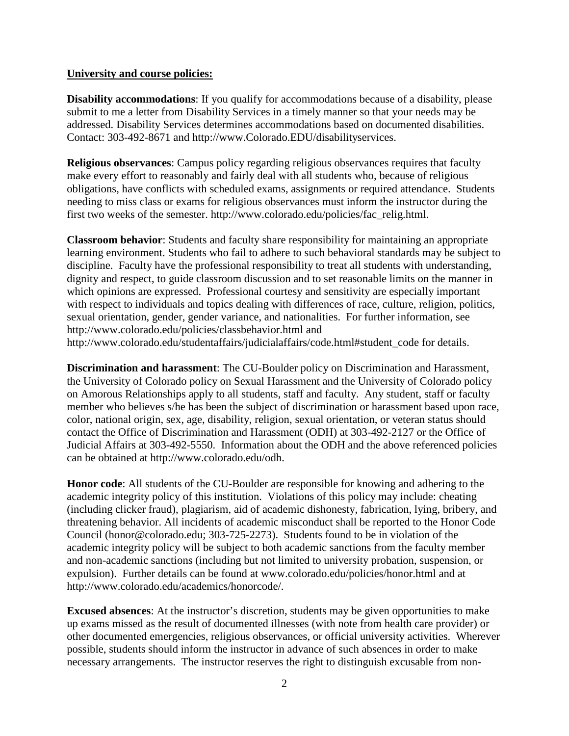**University and course policies:**

**Disability accommodations**: If you qualify for accommodations because of a disability, please submit to me a letter from Disability Services in a timely manner so that your needs may be addressed. Disability Services determines accommodations based on documented disabilities. Contact: 303-492-8671 and http://www.Colorado.EDU/disabilityservices.

**Religious observances**: Campus policy regarding religious observances requires that faculty make every effort to reasonably and fairly deal with all students who, because of religious obligations, have conflicts with scheduled exams, assignments or required attendance. Students needing to miss class or exams for religious observances must inform the instructor during the first two weeks of the semester. http://www.colorado.edu/policies/fac_relig.html.

**Classroom behavior**: Students and faculty share responsibility for maintaining an appropriate learning environment. Students who fail to adhere to such behavioral standards may be subject to discipline. Faculty have the professional responsibility to treat all students with understanding, dignity and respect, to guide classroom discussion and to set reasonable limits on the manner in which opinions are expressed. Professional courtesy and sensitivity are especially important with respect to individuals and topics dealing with differences of race, culture, religion, politics, sexual orientation, gender, gender variance, and nationalities. For further information, see http://www.colorado.edu/policies/classbehavior.html and http://www.colorado.edu/studentaffairs/judicialaffairs/code.html#student_code for details.

**Discrimination and harassment**: The CU-Boulder policy on Discrimination and Harassment, the University of Colorado policy on Sexual Harassment and the University of Colorado policy on Amorous Relationships apply to all students, staff and faculty. Any student, staff or faculty member who believes s/he has been the subject of discrimination or harassment based upon race, color, national origin, sex, age, disability, religion, sexual orientation, or veteran status should contact the Office of Discrimination and Harassment (ODH) at 303-492-2127 or the Office of Judicial Affairs at 303-492-5550. Information about the ODH and the above referenced policies can be obtained at http://www.colorado.edu/odh.

**Honor code**: All students of the CU-Boulder are responsible for knowing and adhering to the academic integrity policy of this institution. Violations of this policy may include: cheating (including clicker fraud), plagiarism, aid of academic dishonesty, fabrication, lying, bribery, and threatening behavior. All incidents of academic misconduct shall be reported to the Honor Code Council (honor@colorado.edu; 303-725-2273). Students found to be in violation of the academic integrity policy will be subject to both academic sanctions from the faculty member and non-academic sanctions (including but not limited to university probation, suspension, or expulsion). Further details can be found at www.colorado.edu/policies/honor.html and at http://www.colorado.edu/academics/honorcode/.

**Excused absences**: At the instructor's discretion, students may be given opportunities to make up exams missed as the result of documented illnesses (with note from health care provider) or other documented emergencies, religious observances, or official university activities. Wherever possible, students should inform the instructor in advance of such absences in order to make necessary arrangements. The instructor reserves the right to distinguish excusable from non-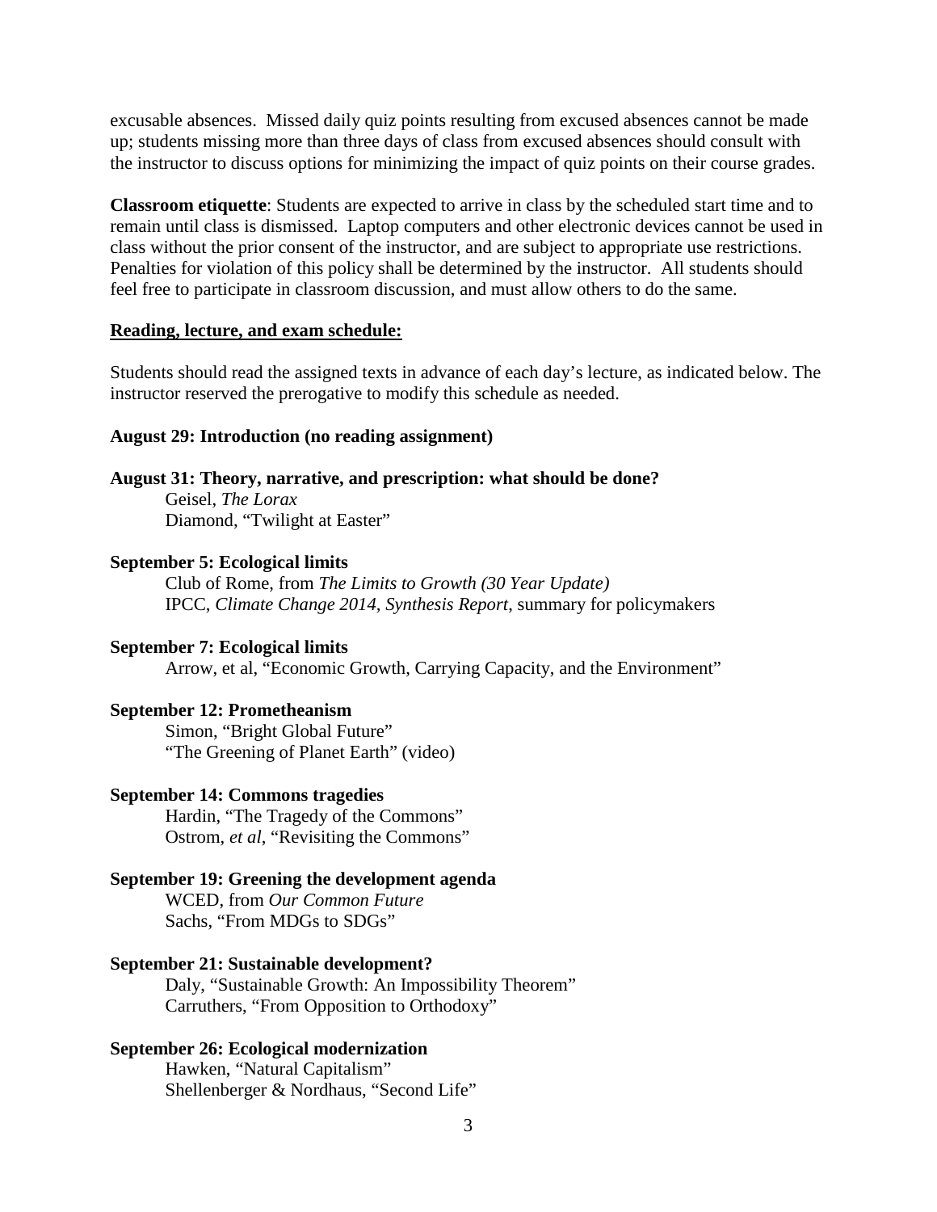excusable absences. Missed daily quiz points resulting from excused absences cannot be made up; students missing more than three days of class from excused absences should consult with the instructor to discuss options for minimizing the impact of quiz points on their course grades.

**Classroom etiquette**: Students are expected to arrive in class by the scheduled start time and to remain until class is dismissed. Laptop computers and other electronic devices cannot be used in class without the prior consent of the instructor, and are subject to appropriate use restrictions. Penalties for violation of this policy shall be determined by the instructor. All students should feel free to participate in classroom discussion, and must allow others to do the same.

**Reading, lecture, and exam schedule:**

Students should read the assigned texts in advance of each day's lecture, as indicated below. The instructor reserved the prerogative to modify this schedule as needed.

**August 29: Introduction (no reading assignment)**

**August 31: Theory, narrative, and prescription: what should be done?**

Geisel, *The Lorax*
Diamond, "Twilight at Easter"

**September 5: Ecological limits**

Club of Rome, from *The Limits to Growth (30 Year Update)*
IPCC, *Climate Change 2014, Synthesis Report*, summary for policymakers

**September 7: Ecological limits**

Arrow, et al, "Economic Growth, Carrying Capacity, and the Environment"

**September 12: Prometheanism**

Simon, "Bright Global Future"
"The Greening of Planet Earth" (video)

**September 14: Commons tragedies**

Hardin, "The Tragedy of the Commons"
Ostrom, *et al*, "Revisiting the Commons"

**September 19: Greening the development agenda**

WCED, from *Our Common Future*
Sachs, "From MDGs to SDGs"

**September 21: Sustainable development?**

Daly, "Sustainable Growth: An Impossibility Theorem"
Carruthers, "From Opposition to Orthodoxy"

**September 26: Ecological modernization**

Hawken, "Natural Capitalism"
Shellenberger & Nordhaus, "Second Life"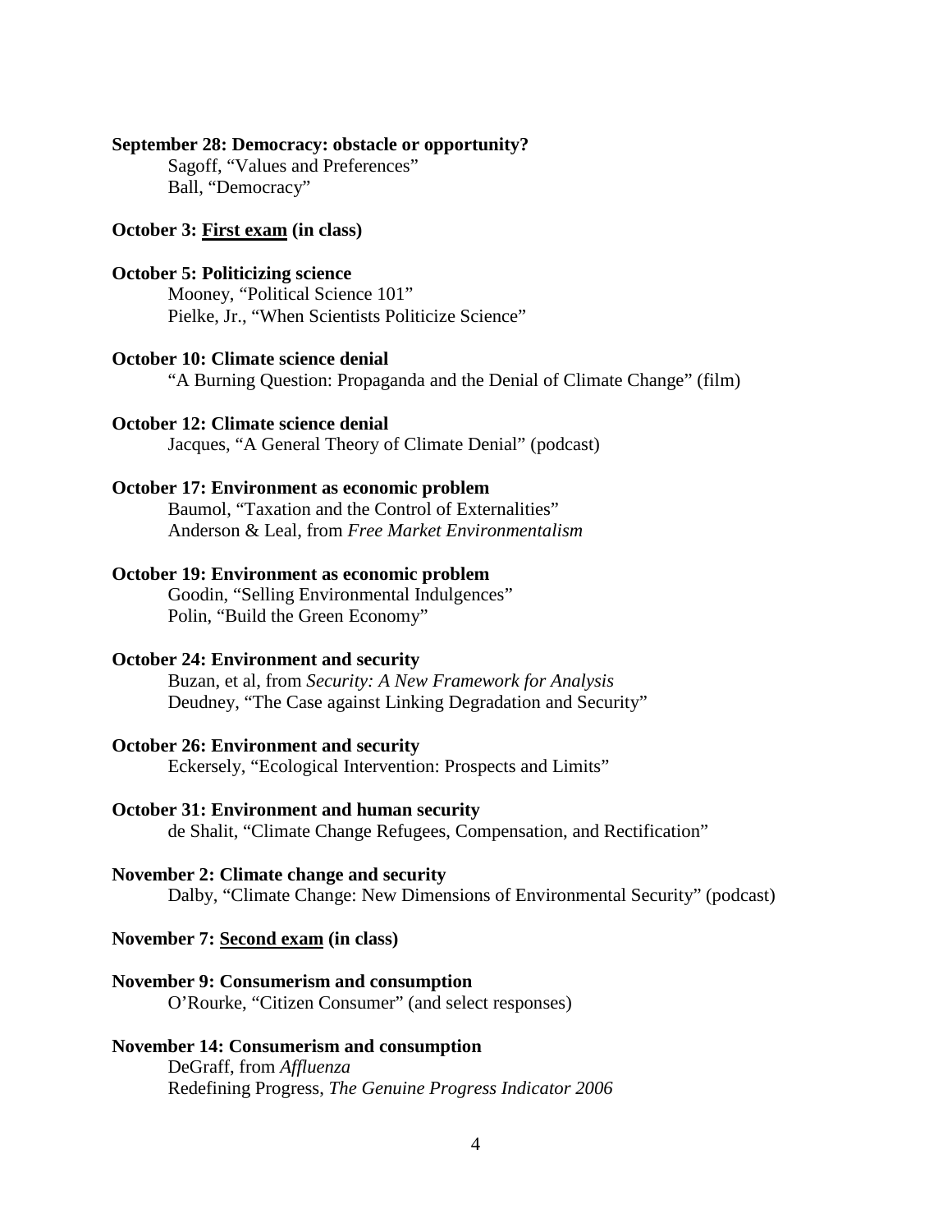**September 28: Democracy: obstacle or opportunity?**

Sagoff, "Values and Preferences"
Ball, "Democracy"

**October 3: <u>First exam</u> (in class)**

**October 5: Politicizing science**

Mooney, "Political Science 101"
Pielke, Jr., "When Scientists Politicize Science"

**October 10: Climate science denial**

"A Burning Question: Propaganda and the Denial of Climate Change" (film)

**October 12: Climate science denial**

Jacques, "A General Theory of Climate Denial" (podcast)

**October 17: Environment as economic problem**

Baumol, "Taxation and the Control of Externalities"
Anderson & Leal, from *Free Market Environmentalism*

**October 19: Environment as economic problem**

Goodin, "Selling Environmental Indulgences"
Polin, "Build the Green Economy"

**October 24: Environment and security**

Buzan, et al, from *Security: A New Framework for Analysis*
Deudney, "The Case against Linking Degradation and Security"

**October 26: Environment and security**

Eckersely, "Ecological Intervention: Prospects and Limits"

**October 31: Environment and human security**

de Shalit, "Climate Change Refugees, Compensation, and Rectification"

**November 2: Climate change and security**

Dalby, "Climate Change: New Dimensions of Environmental Security" (podcast)

**November 7: <u>Second exam</u> (in class)**

**November 9: Consumerism and consumption**

O'Rourke, "Citizen Consumer" (and select responses)

**November 14: Consumerism and consumption**

DeGraff, from *Affluenza*
Redefining Progress, *The Genuine Progress Indicator 2006*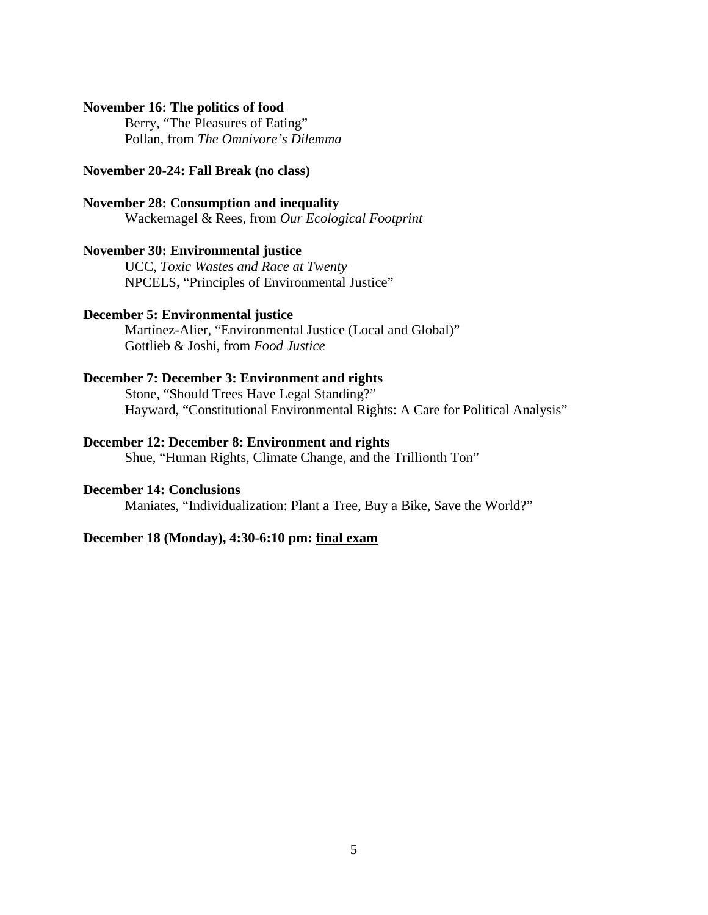**November 16: The politics of food**

Berry, "The Pleasures of Eating"
Pollan, from *The Omnivore's Dilemma*

**November 20-24: Fall Break (no class)**

**November 28: Consumption and inequality**

Wackernagel & Rees, from *Our Ecological Footprint*

**November 30: Environmental justice**

UCC, *Toxic Wastes and Race at Twenty*
NPCELS, "Principles of Environmental Justice"

**December 5: Environmental justice**

Martínez-Alier, "Environmental Justice (Local and Global)"
Gottlieb & Joshi, from *Food Justice*

**December 7: December 3: Environment and rights**

Stone, "Should Trees Have Legal Standing?"
Hayward, "Constitutional Environmental Rights: A Care for Political Analysis"

**December 12: December 8: Environment and rights**

Shue, "Human Rights, Climate Change, and the Trillionth Ton"

**December 14: Conclusions**

Maniates, "Individualization: Plant a Tree, Buy a Bike, Save the World?"

**December 18 (Monday), 4:30-6:10 pm: <u>final exam</u>**